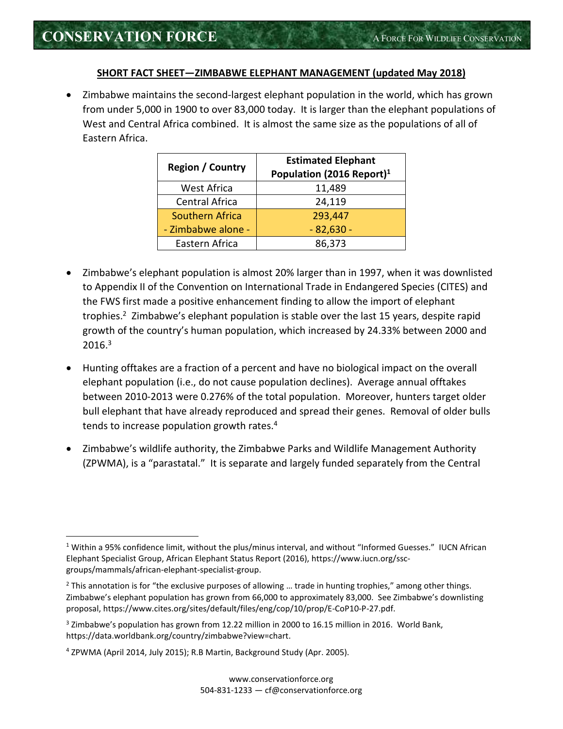**SHORT FACT SHEET—ZIMBABWE ELEPHANT MANAGEMENT (updated May 2018)**

- Zimbabwe maintains the second-largest elephant population in the world, which has grown from under 5,000 in 1900 to over 83,000 today. It is larger than the elephant populations of West and Central Africa combined. It is almost the same size as the populations of all of Eastern Africa.

| Region / Country | Estimated Elephant Population (2016 Report)[1] |
|---|---|
| West Africa | 11,489 |
| Central Africa | 24,119 |
| Southern Africa | 293,447 |
| - Zimbabwe alone - | - 82,630 - |
| Eastern Africa | 86,373 |

- Zimbabwe's elephant population is almost 20% larger than in 1997, when it was downlisted to Appendix II of the Convention on International Trade in Endangered Species (CITES) and the FWS first made a positive enhancement finding to allow the import of elephant trophies.[2] Zimbabwe's elephant population is stable over the last 15 years, despite rapid growth of the country's human population, which increased by 24.33% between 2000 and 2016.[3]

- Hunting offtakes are a fraction of a percent and have no biological impact on the overall elephant population (i.e., do not cause population declines). Average annual offtakes between 2010-2013 were 0.276% of the total population. Moreover, hunters target older bull elephant that have already reproduced and spread their genes. Removal of older bulls tends to increase population growth rates.[4]

- Zimbabwe's wildlife authority, the Zimbabwe Parks and Wildlife Management Authority (ZPWMA), is a "parastatal." It is separate and largely funded separately from the Central

---

[1] Within a 95% confidence limit, without the plus/minus interval, and without "Informed Guesses." IUCN African Elephant Specialist Group, African Elephant Status Report (2016), https://www.iucn.org/ssc-groups/mammals/african-elephant-specialist-group.

[2] This annotation is for "the exclusive purposes of allowing … trade in hunting trophies," among other things. Zimbabwe's elephant population has grown from 66,000 to approximately 83,000. See Zimbabwe's downlisting proposal, https://www.cites.org/sites/default/files/eng/cop/10/prop/E-CoP10-P-27.pdf.

[3] Zimbabwe's population has grown from 12.22 million in 2000 to 16.15 million in 2016. World Bank, https://data.worldbank.org/country/zimbabwe?view=chart.

[4] ZPWMA (April 2014, July 2015); R.B Martin, Background Study (Apr. 2005).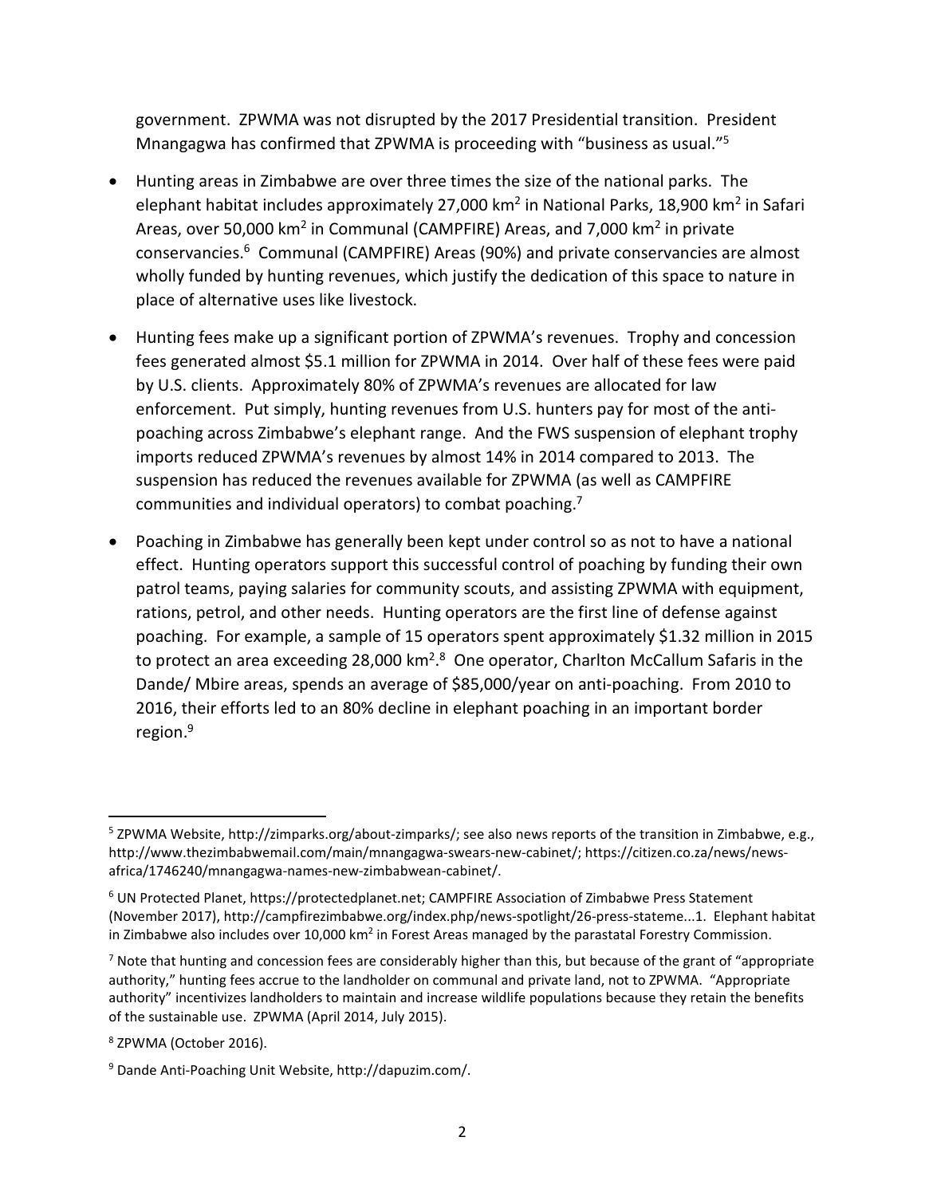government. ZPWMA was not disrupted by the 2017 Presidential transition. President Mnangagwa has confirmed that ZPWMA is proceeding with "business as usual."[5]

- Hunting areas in Zimbabwe are over three times the size of the national parks. The elephant habitat includes approximately 27,000 $km^2$ in National Parks, 18,900 $km^2$ in Safari Areas, over 50,000 $km^2$ in Communal (CAMPFIRE) Areas, and 7,000 $km^2$ in private conservancies.[6] Communal (CAMPFIRE) Areas (90%) and private conservancies are almost wholly funded by hunting revenues, which justify the dedication of this space to nature in place of alternative uses like livestock.

- Hunting fees make up a significant portion of ZPWMA's revenues. Trophy and concession fees generated almost $5.1 million for ZPWMA in 2014. Over half of these fees were paid by U.S. clients. Approximately 80% of ZPWMA's revenues are allocated for law enforcement. Put simply, hunting revenues from U.S. hunters pay for most of the anti-poaching across Zimbabwe's elephant range. And the FWS suspension of elephant trophy imports reduced ZPWMA's revenues by almost 14% in 2014 compared to 2013. The suspension has reduced the revenues available for ZPWMA (as well as CAMPFIRE communities and individual operators) to combat poaching.[7]

- Poaching in Zimbabwe has generally been kept under control so as not to have a national effect. Hunting operators support this successful control of poaching by funding their own patrol teams, paying salaries for community scouts, and assisting ZPWMA with equipment, rations, petrol, and other needs. Hunting operators are the first line of defense against poaching. For example, a sample of 15 operators spent approximately $1.32 million in 2015 to protect an area exceeding 28,000 $km^2$.[8] One operator, Charlton McCallum Safaris in the Dande/ Mbire areas, spends an average of $85,000/year on anti-poaching. From 2010 to 2016, their efforts led to an 80% decline in elephant poaching in an important border region.[9]

---

[5] ZPWMA Website, http://zimparks.org/about-zimparks/; see also news reports of the transition in Zimbabwe, e.g., http://www.thezimbabwemail.com/main/mnangagwa-swears-new-cabinet/; https://citizen.co.za/news/news-africa/1746240/mnangagwa-names-new-zimbabwean-cabinet/.

[6] UN Protected Planet, https://protectedplanet.net; CAMPFIRE Association of Zimbabwe Press Statement (November 2017), http://campfirezimbabwe.org/index.php/news-spotlight/26-press-stateme...1. Elephant habitat in Zimbabwe also includes over 10,000 $km^2$ in Forest Areas managed by the parastatal Forestry Commission.

[7] Note that hunting and concession fees are considerably higher than this, but because of the grant of "appropriate authority," hunting fees accrue to the landholder on communal and private land, not to ZPWMA. "Appropriate authority" incentivizes landholders to maintain and increase wildlife populations because they retain the benefits of the sustainable use. ZPWMA (April 2014, July 2015).

[8] ZPWMA (October 2016).

[9] Dande Anti-Poaching Unit Website, http://dapuzim.com/.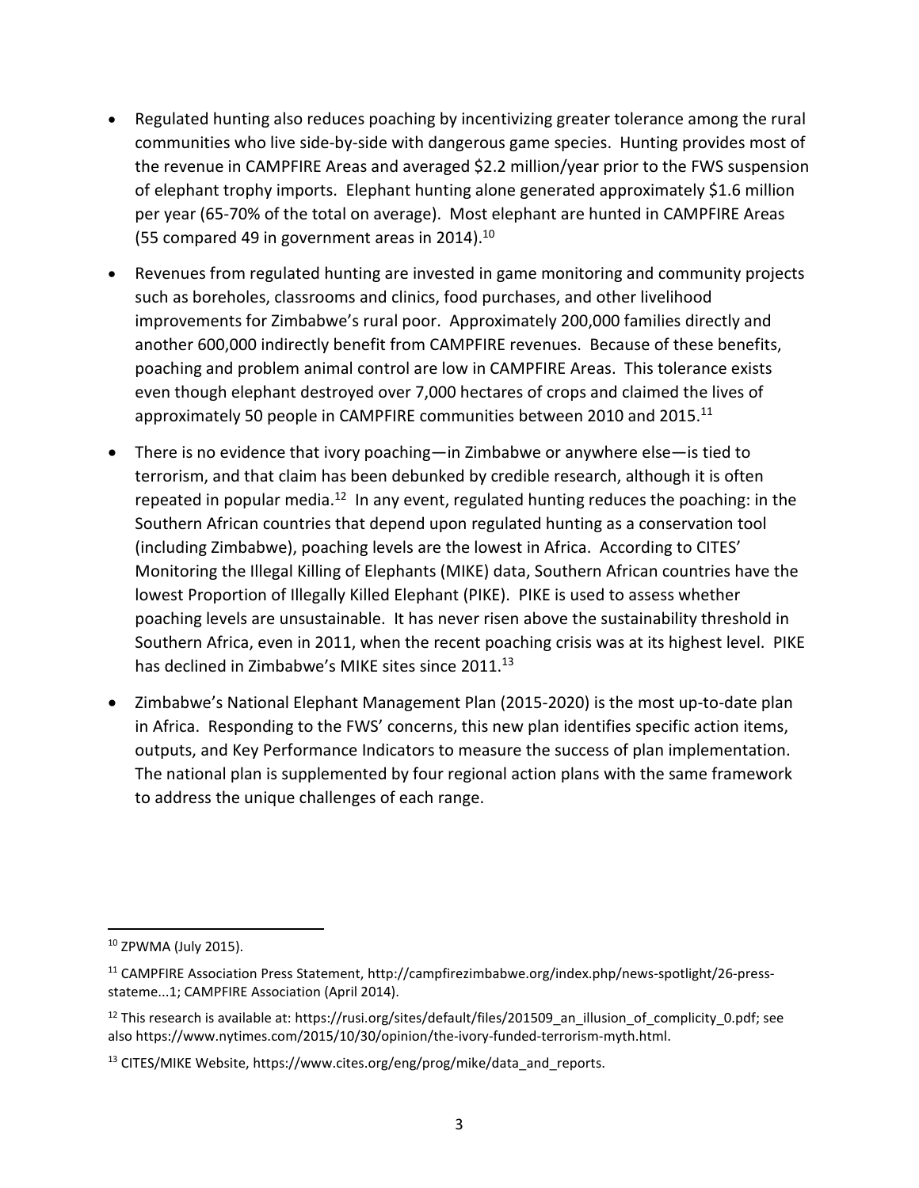- Regulated hunting also reduces poaching by incentivizing greater tolerance among the rural communities who live side-by-side with dangerous game species. Hunting provides most of the revenue in CAMPFIRE Areas and averaged $2.2 million/year prior to the FWS suspension of elephant trophy imports. Elephant hunting alone generated approximately $1.6 million per year (65-70% of the total on average). Most elephant are hunted in CAMPFIRE Areas (55 compared 49 in government areas in 2014).[10]

- Revenues from regulated hunting are invested in game monitoring and community projects such as boreholes, classrooms and clinics, food purchases, and other livelihood improvements for Zimbabwe's rural poor. Approximately 200,000 families directly and another 600,000 indirectly benefit from CAMPFIRE revenues. Because of these benefits, poaching and problem animal control are low in CAMPFIRE Areas. This tolerance exists even though elephant destroyed over 7,000 hectares of crops and claimed the lives of approximately 50 people in CAMPFIRE communities between 2010 and 2015.[11]

- There is no evidence that ivory poaching—in Zimbabwe or anywhere else—is tied to terrorism, and that claim has been debunked by credible research, although it is often repeated in popular media.[12] In any event, regulated hunting reduces the poaching: in the Southern African countries that depend upon regulated hunting as a conservation tool (including Zimbabwe), poaching levels are the lowest in Africa. According to CITES' Monitoring the Illegal Killing of Elephants (MIKE) data, Southern African countries have the lowest Proportion of Illegally Killed Elephant (PIKE). PIKE is used to assess whether poaching levels are unsustainable. It has never risen above the sustainability threshold in Southern Africa, even in 2011, when the recent poaching crisis was at its highest level. PIKE has declined in Zimbabwe's MIKE sites since 2011.[13]

- Zimbabwe's National Elephant Management Plan (2015-2020) is the most up-to-date plan in Africa. Responding to the FWS' concerns, this new plan identifies specific action items, outputs, and Key Performance Indicators to measure the success of plan implementation. The national plan is supplemented by four regional action plans with the same framework to address the unique challenges of each range.

---

[10] ZPWMA (July 2015).

[11] CAMPFIRE Association Press Statement, http://campfirezimbabwe.org/index.php/news-spotlight/26-press-stateme...1; CAMPFIRE Association (April 2014).

[12] This research is available at: https://rusi.org/sites/default/files/201509_an_illusion_of_complicity_0.pdf; see also https://www.nytimes.com/2015/10/30/opinion/the-ivory-funded-terrorism-myth.html.

[13] CITES/MIKE Website, https://www.cites.org/eng/prog/mike/data_and_reports.